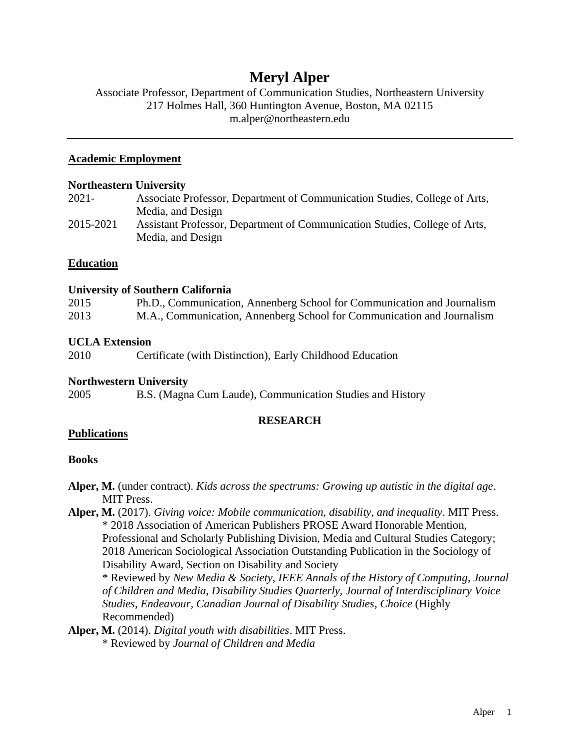# Meryl Alper

Associate Professor, Department of Communication Studies, Northeastern University
217 Holmes Hall, 360 Huntington Avenue, Boston, MA 02115
m.alper@northeastern.edu

---

## Academic Employment

**Northeastern University**

2021- Associate Professor, Department of Communication Studies, College of Arts, Media, and Design

2015-2021 Assistant Professor, Department of Communication Studies, College of Arts, Media, and Design

## Education

**University of Southern California**

2015 Ph.D., Communication, Annenberg School for Communication and Journalism

2013 M.A., Communication, Annenberg School for Communication and Journalism

**UCLA Extension**

2010 Certificate (with Distinction), Early Childhood Education

**Northwestern University**

2005 B.S. (Magna Cum Laude), Communication Studies and History

## RESEARCH

## Publications

### Books

**Alper, M.** (under contract). *Kids across the spectrums: Growing up autistic in the digital age*. MIT Press.

**Alper, M.** (2017). *Giving voice: Mobile communication, disability, and inequality*. MIT Press.
* 2018 Association of American Publishers PROSE Award Honorable Mention, Professional and Scholarly Publishing Division, Media and Cultural Studies Category; 2018 American Sociological Association Outstanding Publication in the Sociology of Disability Award, Section on Disability and Society
* Reviewed by *New Media & Society*, *IEEE Annals of the History of Computing*, *Journal of Children and Media*, *Disability Studies Quarterly, Journal of Interdisciplinary Voice Studies*, *Endeavour*, *Canadian Journal of Disability Studies*, *Choice* (Highly Recommended)

**Alper, M.** (2014). *Digital youth with disabilities*. MIT Press.
* Reviewed by *Journal of Children and Media*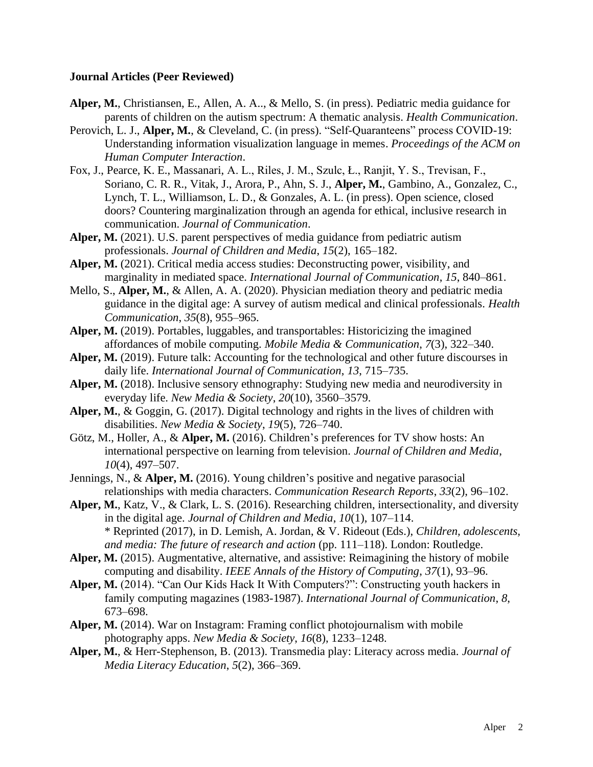**Journal Articles (Peer Reviewed)**

**Alper, M.**, Christiansen, E., Allen, A. A.., & Mello, S. (in press). Pediatric media guidance for parents of children on the autism spectrum: A thematic analysis. *Health Communication*.

Perovich, L. J., **Alper, M.**, & Cleveland, C. (in press). "Self-Quaranteens" process COVID-19: Understanding information visualization language in memes. *Proceedings of the ACM on Human Computer Interaction*.

Fox, J., Pearce, K. E., Massanari, A. L., Riles, J. M., Szulc, Ł., Ranjit, Y. S., Trevisan, F., Soriano, C. R. R., Vitak, J., Arora, P., Ahn, S. J., **Alper, M.**, Gambino, A., Gonzalez, C., Lynch, T. L., Williamson, L. D., & Gonzales, A. L. (in press). Open science, closed doors? Countering marginalization through an agenda for ethical, inclusive research in communication. *Journal of Communication*.

**Alper, M.** (2021). U.S. parent perspectives of media guidance from pediatric autism professionals. *Journal of Children and Media*, *15*(2), 165–182.

**Alper, M.** (2021). Critical media access studies: Deconstructing power, visibility, and marginality in mediated space. *International Journal of Communication*, *15*, 840–861.

Mello, S., **Alper, M.**, & Allen, A. A. (2020). Physician mediation theory and pediatric media guidance in the digital age: A survey of autism medical and clinical professionals. *Health Communication*, *35*(8), 955–965.

**Alper, M.** (2019). Portables, luggables, and transportables: Historicizing the imagined affordances of mobile computing. *Mobile Media & Communication*, *7*(3), 322–340.

**Alper, M.** (2019). Future talk: Accounting for the technological and other future discourses in daily life. *International Journal of Communication*, *13*, 715–735.

**Alper, M.** (2018). Inclusive sensory ethnography: Studying new media and neurodiversity in everyday life. *New Media & Society*, *20*(10), 3560–3579.

**Alper, M.**, & Goggin, G. (2017). Digital technology and rights in the lives of children with disabilities. *New Media & Society*, *19*(5), 726–740.

Götz, M., Holler, A., & **Alper, M.** (2016). Children's preferences for TV show hosts: An international perspective on learning from television. *Journal of Children and Media*, *10*(4), 497–507.

Jennings, N., & **Alper, M.** (2016). Young children's positive and negative parasocial relationships with media characters. *Communication Research Reports*, *33*(2), 96–102.

**Alper, M.**, Katz, V., & Clark, L. S. (2016). Researching children, intersectionality, and diversity in the digital age. *Journal of Children and Media*, *10*(1), 107–114.
\* Reprinted (2017), in D. Lemish, A. Jordan, & V. Rideout (Eds.), *Children, adolescents, and media: The future of research and action* (pp. 111–118). London: Routledge.

**Alper, M.** (2015). Augmentative, alternative, and assistive: Reimagining the history of mobile computing and disability. *IEEE Annals of the History of Computing*, *37*(1), 93–96.

**Alper, M.** (2014). "Can Our Kids Hack It With Computers?": Constructing youth hackers in family computing magazines (1983-1987). *International Journal of Communication*, *8*, 673–698.

**Alper, M.** (2014). War on Instagram: Framing conflict photojournalism with mobile photography apps. *New Media & Society*, *16*(8), 1233–1248.

**Alper, M.**, & Herr-Stephenson, B. (2013). Transmedia play: Literacy across media. *Journal of Media Literacy Education*, *5*(2), 366–369.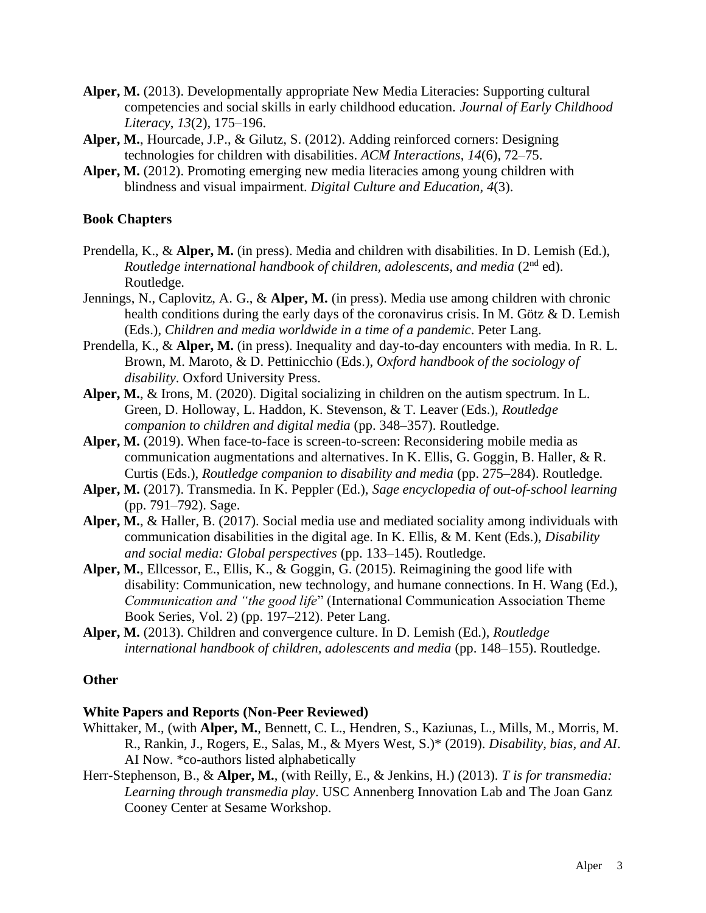**Alper, M.** (2013). Developmentally appropriate New Media Literacies: Supporting cultural competencies and social skills in early childhood education. *Journal of Early Childhood Literacy*, *13*(2), 175–196.

**Alper, M.**, Hourcade, J.P., & Gilutz, S. (2012). Adding reinforced corners: Designing technologies for children with disabilities. *ACM Interactions*, *14*(6), 72–75.

**Alper, M.** (2012). Promoting emerging new media literacies among young children with blindness and visual impairment. *Digital Culture and Education*, *4*(3).

### Book Chapters

Prendella, K., & **Alper, M.** (in press). Media and children with disabilities. In D. Lemish (Ed.), *Routledge international handbook of children, adolescents, and media* (2nd ed). Routledge.

Jennings, N., Caplovitz, A. G., & **Alper, M.** (in press). Media use among children with chronic health conditions during the early days of the coronavirus crisis. In M. Götz & D. Lemish (Eds.), *Children and media worldwide in a time of a pandemic*. Peter Lang.

Prendella, K., & **Alper, M.** (in press). Inequality and day-to-day encounters with media. In R. L. Brown, M. Maroto, & D. Pettinicchio (Eds.), *Oxford handbook of the sociology of disability*. Oxford University Press.

**Alper, M.**, & Irons, M. (2020). Digital socializing in children on the autism spectrum. In L. Green, D. Holloway, L. Haddon, K. Stevenson, & T. Leaver (Eds.), *Routledge companion to children and digital media* (pp. 348–357). Routledge.

**Alper, M.** (2019). When face-to-face is screen-to-screen: Reconsidering mobile media as communication augmentations and alternatives. In K. Ellis, G. Goggin, B. Haller, & R. Curtis (Eds.), *Routledge companion to disability and media* (pp. 275–284). Routledge.

**Alper, M.** (2017). Transmedia. In K. Peppler (Ed.), *Sage encyclopedia of out-of-school learning* (pp. 791–792). Sage.

**Alper, M.**, & Haller, B. (2017). Social media use and mediated sociality among individuals with communication disabilities in the digital age. In K. Ellis, & M. Kent (Eds.), *Disability and social media: Global perspectives* (pp. 133–145). Routledge.

**Alper, M.**, Ellcessor, E., Ellis, K., & Goggin, G. (2015). Reimagining the good life with disability: Communication, new technology, and humane connections. In H. Wang (Ed.), *Communication and "the good life*" (International Communication Association Theme Book Series, Vol. 2) (pp. 197–212). Peter Lang.

**Alper, M.** (2013). Children and convergence culture. In D. Lemish (Ed.), *Routledge international handbook of children, adolescents and media* (pp. 148–155). Routledge.

### Other

#### White Papers and Reports (Non-Peer Reviewed)

Whittaker, M., (with **Alper, M.**, Bennett, C. L., Hendren, S., Kaziunas, L., Mills, M., Morris, M. R., Rankin, J., Rogers, E., Salas, M., & Myers West, S.)* (2019). *Disability, bias, and AI*. AI Now. *co-authors listed alphabetically

Herr-Stephenson, B., & **Alper, M.**, (with Reilly, E., & Jenkins, H.) (2013). *T is for transmedia: Learning through transmedia play*. USC Annenberg Innovation Lab and The Joan Ganz Cooney Center at Sesame Workshop.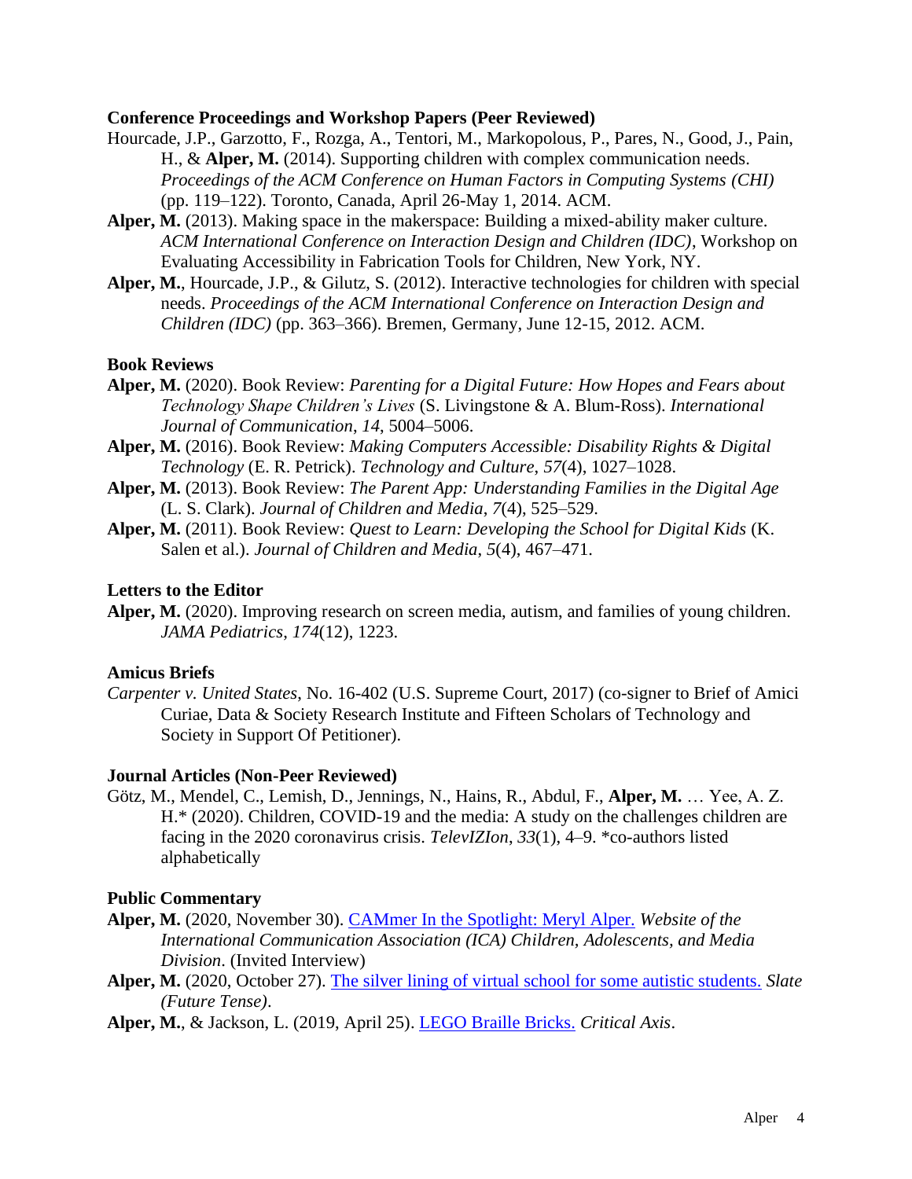### Conference Proceedings and Workshop Papers (Peer Reviewed)

Hourcade, J.P., Garzotto, F., Rozga, A., Tentori, M., Markopolous, P., Pares, N., Good, J., Pain, H., & **Alper, M.** (2014). Supporting children with complex communication needs. *Proceedings of the ACM Conference on Human Factors in Computing Systems (CHI)* (pp. 119–122). Toronto, Canada, April 26-May 1, 2014. ACM.

**Alper, M.** (2013). Making space in the makerspace: Building a mixed-ability maker culture. *ACM International Conference on Interaction Design and Children (IDC)*, Workshop on Evaluating Accessibility in Fabrication Tools for Children, New York, NY.

**Alper, M.**, Hourcade, J.P., & Gilutz, S. (2012). Interactive technologies for children with special needs. *Proceedings of the ACM International Conference on Interaction Design and Children (IDC)* (pp. 363–366). Bremen, Germany, June 12-15, 2012. ACM.

### Book Reviews

**Alper, M.** (2020). Book Review: *Parenting for a Digital Future: How Hopes and Fears about Technology Shape Children's Lives* (S. Livingstone & A. Blum-Ross). *International Journal of Communication*, *14*, 5004–5006.

**Alper, M.** (2016). Book Review: *Making Computers Accessible: Disability Rights & Digital Technology* (E. R. Petrick). *Technology and Culture*, *57*(4), 1027–1028.

**Alper, M.** (2013). Book Review: *The Parent App: Understanding Families in the Digital Age* (L. S. Clark). *Journal of Children and Media*, *7*(4), 525–529.

**Alper, M.** (2011). Book Review: *Quest to Learn: Developing the School for Digital Kids* (K. Salen et al.). *Journal of Children and Media*, *5*(4), 467–471.

### Letters to the Editor

**Alper, M.** (2020). Improving research on screen media, autism, and families of young children. *JAMA Pediatrics*, *174*(12), 1223.

### Amicus Briefs

*Carpenter v. United States*, No. 16-402 (U.S. Supreme Court, 2017) (co-signer to Brief of Amici Curiae, Data & Society Research Institute and Fifteen Scholars of Technology and Society in Support Of Petitioner).

### Journal Articles (Non-Peer Reviewed)

Götz, M., Mendel, C., Lemish, D., Jennings, N., Hains, R., Abdul, F., **Alper, M.** … Yee, A. Z. H.* (2020). Children, COVID-19 and the media: A study on the challenges children are facing in the 2020 coronavirus crisis. *TelevIZIon*, *33*(1), 4–9. *co-authors listed alphabetically

### Public Commentary

**Alper, M.** (2020, November 30). CAMmer In the Spotlight: Meryl Alper. *Website of the International Communication Association (ICA) Children, Adolescents, and Media Division*. (Invited Interview)

**Alper, M.** (2020, October 27). The silver lining of virtual school for some autistic students. *Slate (Future Tense)*.

**Alper, M.**, & Jackson, L. (2019, April 25). LEGO Braille Bricks. *Critical Axis*.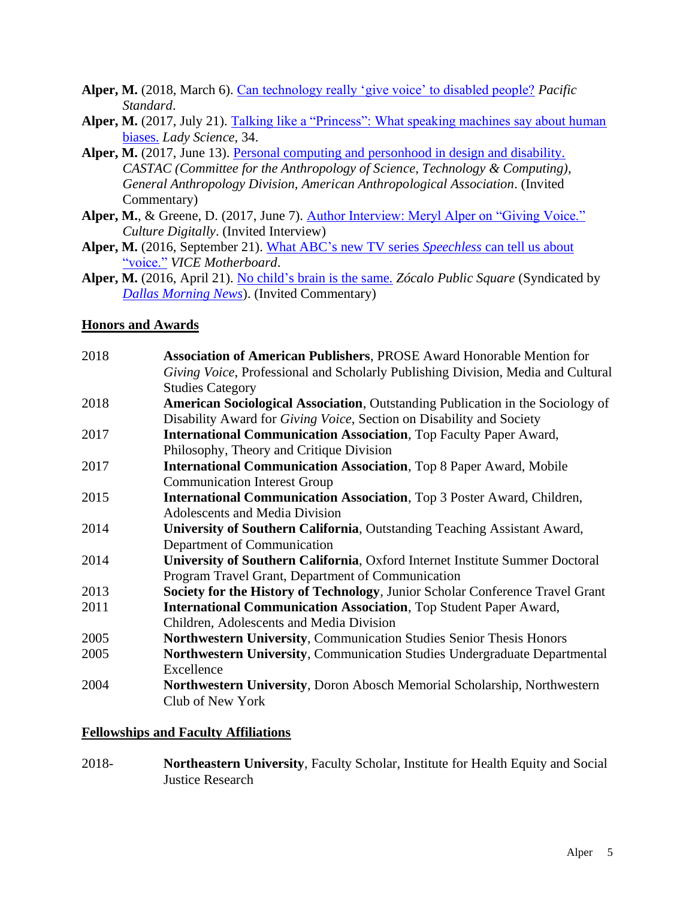**Alper, M.** (2018, March 6). Can technology really 'give voice' to disabled people? *Pacific Standard*.

**Alper, M.** (2017, July 21). Talking like a "Princess": What speaking machines say about human biases. *Lady Science*, 34.

**Alper, M.** (2017, June 13). Personal computing and personhood in design and disability. *CASTAC (Committee for the Anthropology of Science, Technology & Computing), General Anthropology Division, American Anthropological Association*. (Invited Commentary)

**Alper, M.**, & Greene, D. (2017, June 7). Author Interview: Meryl Alper on "Giving Voice." *Culture Digitally*. (Invited Interview)

**Alper, M.** (2016, September 21). What ABC's new TV series *Speechless* can tell us about "voice." *VICE Motherboard*.

**Alper, M.** (2016, April 21). No child's brain is the same. *Zócalo Public Square* (Syndicated by *Dallas Morning News*). (Invited Commentary)

## Honors and Awards

| | |
|---|---|
| 2018 | **Association of American Publishers**, PROSE Award Honorable Mention for *Giving Voice*, Professional and Scholarly Publishing Division, Media and Cultural Studies Category |
| 2018 | **American Sociological Association**, Outstanding Publication in the Sociology of Disability Award for *Giving Voice*, Section on Disability and Society |
| 2017 | **International Communication Association**, Top Faculty Paper Award, Philosophy, Theory and Critique Division |
| 2017 | **International Communication Association**, Top 8 Paper Award, Mobile Communication Interest Group |
| 2015 | **International Communication Association**, Top 3 Poster Award, Children, Adolescents and Media Division |
| 2014 | **University of Southern California**, Outstanding Teaching Assistant Award, Department of Communication |
| 2014 | **University of Southern California**, Oxford Internet Institute Summer Doctoral Program Travel Grant, Department of Communication |
| 2013 | **Society for the History of Technology**, Junior Scholar Conference Travel Grant |
| 2011 | **International Communication Association**, Top Student Paper Award, Children, Adolescents and Media Division |
| 2005 | **Northwestern University**, Communication Studies Senior Thesis Honors |
| 2005 | **Northwestern University**, Communication Studies Undergraduate Departmental Excellence |
| 2004 | **Northwestern University**, Doron Abosch Memorial Scholarship, Northwestern Club of New York |

## Fellowships and Faculty Affiliations

| | |
|---|---|
| 2018- | **Northeastern University**, Faculty Scholar, Institute for Health Equity and Social Justice Research |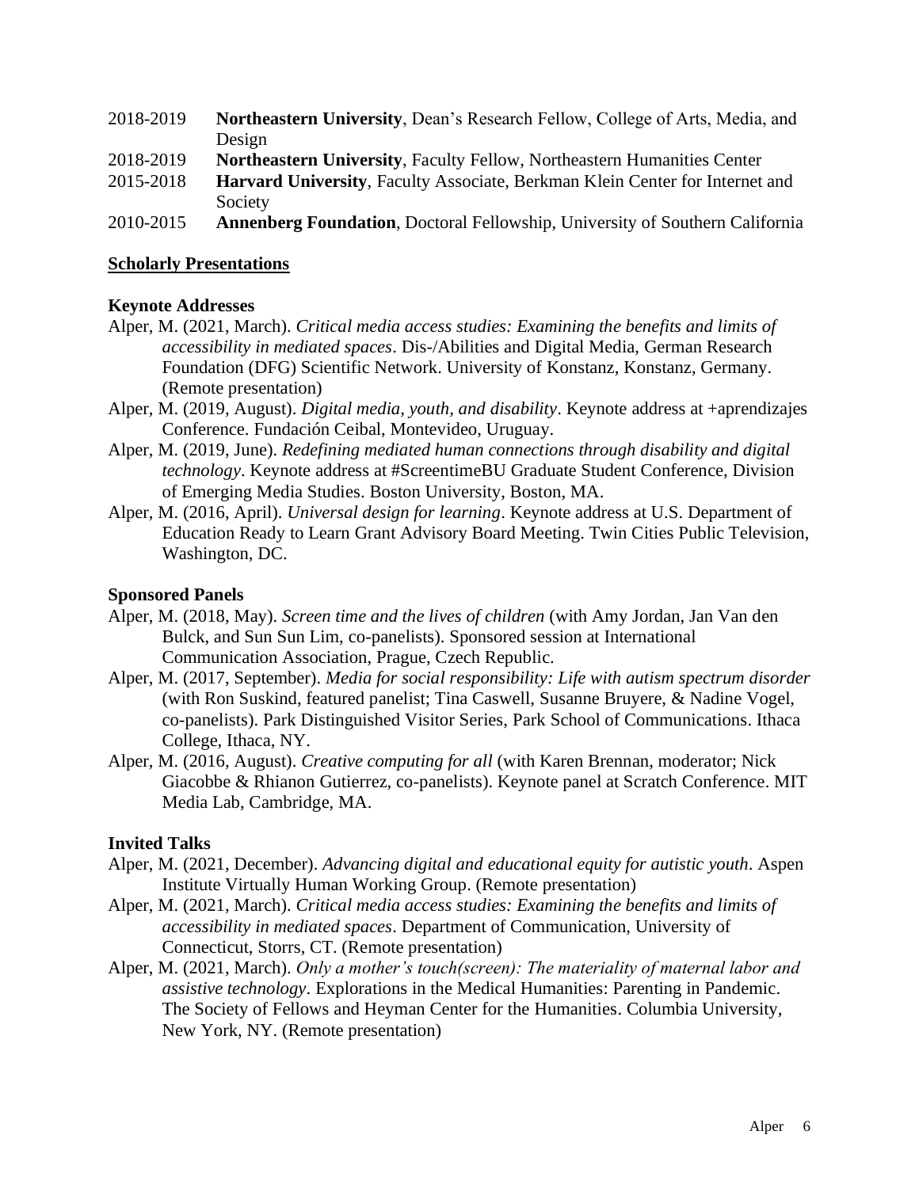2018-2019 **Northeastern University**, Dean's Research Fellow, College of Arts, Media, and Design

2018-2019 **Northeastern University**, Faculty Fellow, Northeastern Humanities Center

2015-2018 **Harvard University**, Faculty Associate, Berkman Klein Center for Internet and Society

2010-2015 **Annenberg Foundation**, Doctoral Fellowship, University of Southern California

## Scholarly Presentations

### Keynote Addresses

Alper, M. (2021, March). *Critical media access studies: Examining the benefits and limits of accessibility in mediated spaces*. Dis-/Abilities and Digital Media, German Research Foundation (DFG) Scientific Network. University of Konstanz, Konstanz, Germany. (Remote presentation)

Alper, M. (2019, August). *Digital media, youth, and disability*. Keynote address at +aprendizajes Conference. Fundación Ceibal, Montevideo, Uruguay.

Alper, M. (2019, June). *Redefining mediated human connections through disability and digital technology*. Keynote address at #ScreentimeBU Graduate Student Conference, Division of Emerging Media Studies. Boston University, Boston, MA.

Alper, M. (2016, April). *Universal design for learning*. Keynote address at U.S. Department of Education Ready to Learn Grant Advisory Board Meeting. Twin Cities Public Television, Washington, DC.

### Sponsored Panels

Alper, M. (2018, May). *Screen time and the lives of children* (with Amy Jordan, Jan Van den Bulck, and Sun Sun Lim, co-panelists). Sponsored session at International Communication Association, Prague, Czech Republic.

Alper, M. (2017, September). *Media for social responsibility: Life with autism spectrum disorder* (with Ron Suskind, featured panelist; Tina Caswell, Susanne Bruyere, & Nadine Vogel, co-panelists). Park Distinguished Visitor Series, Park School of Communications. Ithaca College, Ithaca, NY.

Alper, M. (2016, August). *Creative computing for all* (with Karen Brennan, moderator; Nick Giacobbe & Rhianon Gutierrez, co-panelists). Keynote panel at Scratch Conference. MIT Media Lab, Cambridge, MA.

### Invited Talks

Alper, M. (2021, December). *Advancing digital and educational equity for autistic youth*. Aspen Institute Virtually Human Working Group. (Remote presentation)

Alper, M. (2021, March). *Critical media access studies: Examining the benefits and limits of accessibility in mediated spaces*. Department of Communication, University of Connecticut, Storrs, CT. (Remote presentation)

Alper, M. (2021, March). *Only a mother's touch(screen): The materiality of maternal labor and assistive technology*. Explorations in the Medical Humanities: Parenting in Pandemic. The Society of Fellows and Heyman Center for the Humanities. Columbia University, New York, NY. (Remote presentation)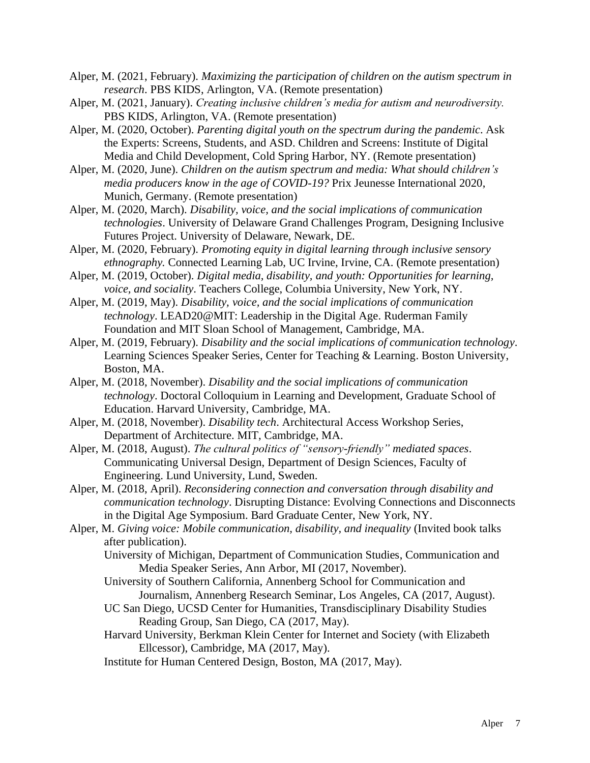Alper, M. (2021, February). *Maximizing the participation of children on the autism spectrum in research*. PBS KIDS, Arlington, VA. (Remote presentation)

Alper, M. (2021, January). *Creating inclusive children's media for autism and neurodiversity.* PBS KIDS, Arlington, VA. (Remote presentation)

Alper, M. (2020, October). *Parenting digital youth on the spectrum during the pandemic*. Ask the Experts: Screens, Students, and ASD. Children and Screens: Institute of Digital Media and Child Development, Cold Spring Harbor, NY. (Remote presentation)

Alper, M. (2020, June). *Children on the autism spectrum and media: What should children's media producers know in the age of COVID-19?* Prix Jeunesse International 2020, Munich, Germany. (Remote presentation)

Alper, M. (2020, March). *Disability, voice, and the social implications of communication technologies*. University of Delaware Grand Challenges Program, Designing Inclusive Futures Project. University of Delaware, Newark, DE.

Alper, M. (2020, February). *Promoting equity in digital learning through inclusive sensory ethnography.* Connected Learning Lab, UC Irvine, Irvine, CA. (Remote presentation)

Alper, M. (2019, October). *Digital media, disability, and youth: Opportunities for learning, voice, and sociality*. Teachers College, Columbia University, New York, NY.

Alper, M. (2019, May). *Disability, voice, and the social implications of communication technology*. LEAD20@MIT: Leadership in the Digital Age. Ruderman Family Foundation and MIT Sloan School of Management, Cambridge, MA.

Alper, M. (2019, February). *Disability and the social implications of communication technology*. Learning Sciences Speaker Series, Center for Teaching & Learning. Boston University, Boston, MA.

Alper, M. (2018, November). *Disability and the social implications of communication technology*. Doctoral Colloquium in Learning and Development, Graduate School of Education. Harvard University, Cambridge, MA.

Alper, M. (2018, November). *Disability tech*. Architectural Access Workshop Series, Department of Architecture. MIT, Cambridge, MA.

Alper, M. (2018, August). *The cultural politics of "sensory-friendly" mediated spaces*. Communicating Universal Design, Department of Design Sciences, Faculty of Engineering. Lund University, Lund, Sweden.

Alper, M. (2018, April). *Reconsidering connection and conversation through disability and communication technology*. Disrupting Distance: Evolving Connections and Disconnects in the Digital Age Symposium. Bard Graduate Center, New York, NY.

Alper, M. *Giving voice: Mobile communication, disability, and inequality* (Invited book talks after publication).

- University of Michigan, Department of Communication Studies, Communication and Media Speaker Series, Ann Arbor, MI (2017, November).
- University of Southern California, Annenberg School for Communication and Journalism, Annenberg Research Seminar, Los Angeles, CA (2017, August).
- UC San Diego, UCSD Center for Humanities, Transdisciplinary Disability Studies Reading Group, San Diego, CA (2017, May).
- Harvard University, Berkman Klein Center for Internet and Society (with Elizabeth Ellcessor), Cambridge, MA (2017, May).
- Institute for Human Centered Design, Boston, MA (2017, May).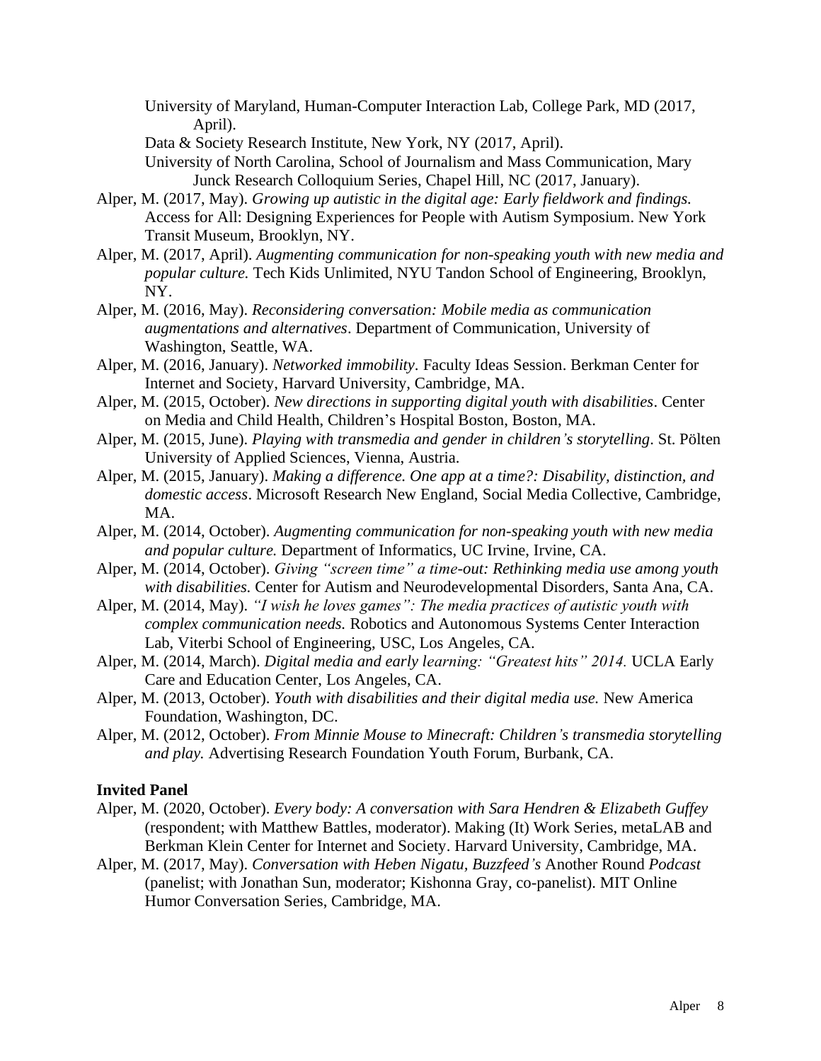University of Maryland, Human-Computer Interaction Lab, College Park, MD (2017, April).

Data & Society Research Institute, New York, NY (2017, April).

University of North Carolina, School of Journalism and Mass Communication, Mary Junck Research Colloquium Series, Chapel Hill, NC (2017, January).

Alper, M. (2017, May). *Growing up autistic in the digital age: Early fieldwork and findings.* Access for All: Designing Experiences for People with Autism Symposium. New York Transit Museum, Brooklyn, NY.

Alper, M. (2017, April). *Augmenting communication for non-speaking youth with new media and popular culture.* Tech Kids Unlimited, NYU Tandon School of Engineering, Brooklyn, NY.

Alper, M. (2016, May). *Reconsidering conversation: Mobile media as communication augmentations and alternatives*. Department of Communication, University of Washington, Seattle, WA.

Alper, M. (2016, January). *Networked immobility.* Faculty Ideas Session. Berkman Center for Internet and Society, Harvard University, Cambridge, MA.

Alper, M. (2015, October). *New directions in supporting digital youth with disabilities*. Center on Media and Child Health, Children's Hospital Boston, Boston, MA.

Alper, M. (2015, June). *Playing with transmedia and gender in children's storytelling*. St. Pölten University of Applied Sciences, Vienna, Austria.

Alper, M. (2015, January). *Making a difference. One app at a time?: Disability, distinction, and domestic access*. Microsoft Research New England, Social Media Collective, Cambridge, MA.

Alper, M. (2014, October). *Augmenting communication for non-speaking youth with new media and popular culture.* Department of Informatics, UC Irvine, Irvine, CA.

Alper, M. (2014, October). *Giving "screen time" a time-out: Rethinking media use among youth with disabilities.* Center for Autism and Neurodevelopmental Disorders, Santa Ana, CA.

Alper, M. (2014, May). *"I wish he loves games": The media practices of autistic youth with complex communication needs.* Robotics and Autonomous Systems Center Interaction Lab, Viterbi School of Engineering, USC, Los Angeles, CA.

Alper, M. (2014, March). *Digital media and early learning: "Greatest hits" 2014.* UCLA Early Care and Education Center, Los Angeles, CA.

Alper, M. (2013, October). *Youth with disabilities and their digital media use.* New America Foundation, Washington, DC.

Alper, M. (2012, October). *From Minnie Mouse to Minecraft: Children's transmedia storytelling and play.* Advertising Research Foundation Youth Forum, Burbank, CA.

**Invited Panel**

Alper, M. (2020, October). *Every body: A conversation with Sara Hendren & Elizabeth Guffey* (respondent; with Matthew Battles, moderator). Making (It) Work Series, metaLAB and Berkman Klein Center for Internet and Society. Harvard University, Cambridge, MA.

Alper, M. (2017, May). *Conversation with Heben Nigatu, Buzzfeed's* Another Round *Podcast* (panelist; with Jonathan Sun, moderator; Kishonna Gray, co-panelist). MIT Online Humor Conversation Series, Cambridge, MA.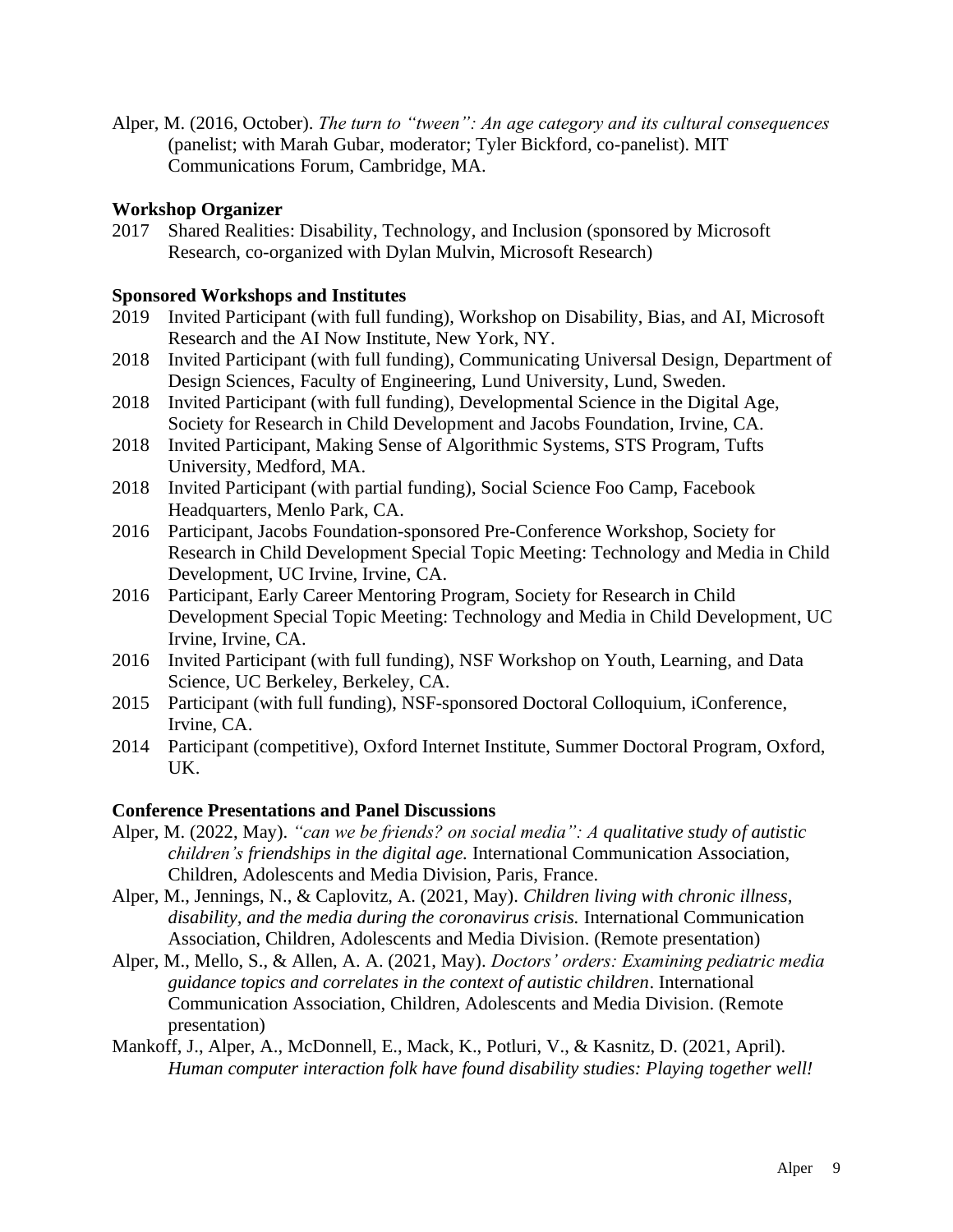Alper, M. (2016, October). *The turn to "tween": An age category and its cultural consequences* (panelist; with Marah Gubar, moderator; Tyler Bickford, co-panelist). MIT Communications Forum, Cambridge, MA.

### Workshop Organizer

2017 Shared Realities: Disability, Technology, and Inclusion (sponsored by Microsoft Research, co-organized with Dylan Mulvin, Microsoft Research)

### Sponsored Workshops and Institutes

2019 Invited Participant (with full funding), Workshop on Disability, Bias, and AI, Microsoft Research and the AI Now Institute, New York, NY.

2018 Invited Participant (with full funding), Communicating Universal Design, Department of Design Sciences, Faculty of Engineering, Lund University, Lund, Sweden.

2018 Invited Participant (with full funding), Developmental Science in the Digital Age, Society for Research in Child Development and Jacobs Foundation, Irvine, CA.

2018 Invited Participant, Making Sense of Algorithmic Systems, STS Program, Tufts University, Medford, MA.

2018 Invited Participant (with partial funding), Social Science Foo Camp, Facebook Headquarters, Menlo Park, CA.

2016 Participant, Jacobs Foundation-sponsored Pre-Conference Workshop, Society for Research in Child Development Special Topic Meeting: Technology and Media in Child Development, UC Irvine, Irvine, CA.

2016 Participant, Early Career Mentoring Program, Society for Research in Child Development Special Topic Meeting: Technology and Media in Child Development, UC Irvine, Irvine, CA.

2016 Invited Participant (with full funding), NSF Workshop on Youth, Learning, and Data Science, UC Berkeley, Berkeley, CA.

2015 Participant (with full funding), NSF-sponsored Doctoral Colloquium, iConference, Irvine, CA.

2014 Participant (competitive), Oxford Internet Institute, Summer Doctoral Program, Oxford, UK.

### Conference Presentations and Panel Discussions

Alper, M. (2022, May). *"can we be friends? on social media": A qualitative study of autistic children's friendships in the digital age.* International Communication Association, Children, Adolescents and Media Division, Paris, France.

Alper, M., Jennings, N., & Caplovitz, A. (2021, May). *Children living with chronic illness, disability, and the media during the coronavirus crisis.* International Communication Association, Children, Adolescents and Media Division. (Remote presentation)

Alper, M., Mello, S., & Allen, A. A. (2021, May). *Doctors' orders: Examining pediatric media guidance topics and correlates in the context of autistic children*. International Communication Association, Children, Adolescents and Media Division. (Remote presentation)

Mankoff, J., Alper, A., McDonnell, E., Mack, K., Potluri, V., & Kasnitz, D. (2021, April). *Human computer interaction folk have found disability studies: Playing together well!*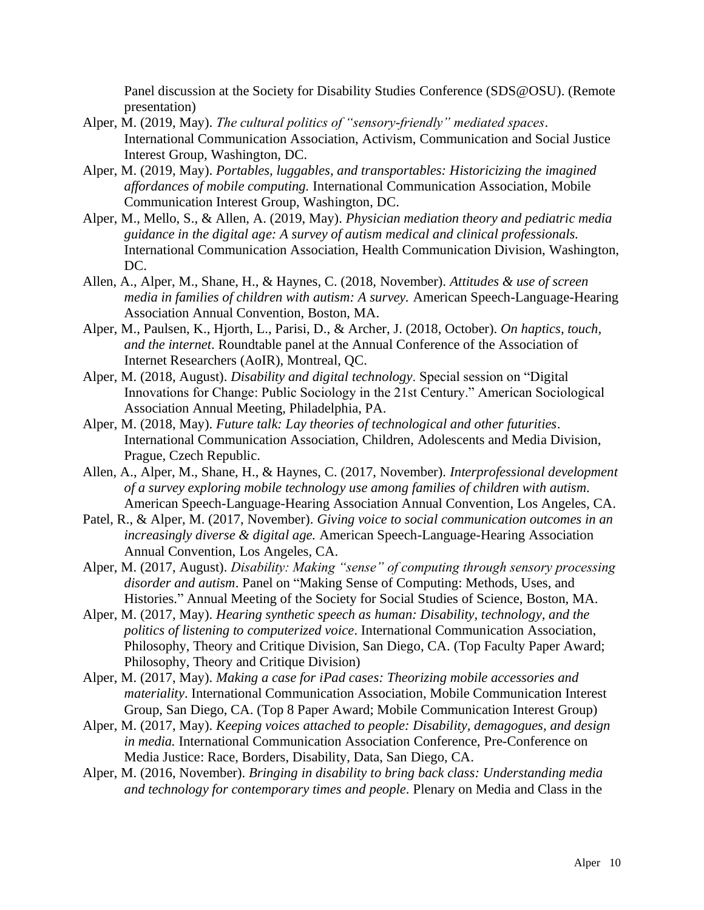Panel discussion at the Society for Disability Studies Conference (SDS@OSU). (Remote presentation)

Alper, M. (2019, May). *The cultural politics of "sensory-friendly" mediated spaces*. International Communication Association, Activism, Communication and Social Justice Interest Group, Washington, DC.

Alper, M. (2019, May). *Portables, luggables, and transportables: Historicizing the imagined affordances of mobile computing.* International Communication Association, Mobile Communication Interest Group, Washington, DC.

Alper, M., Mello, S., & Allen, A. (2019, May). *Physician mediation theory and pediatric media guidance in the digital age: A survey of autism medical and clinical professionals.* International Communication Association, Health Communication Division, Washington, DC.

Allen, A., Alper, M., Shane, H., & Haynes, C. (2018, November). *Attitudes & use of screen media in families of children with autism: A survey.* American Speech-Language-Hearing Association Annual Convention, Boston, MA.

Alper, M., Paulsen, K., Hjorth, L., Parisi, D., & Archer, J. (2018, October). *On haptics, touch, and the internet*. Roundtable panel at the Annual Conference of the Association of Internet Researchers (AoIR), Montreal, QC.

Alper, M. (2018, August). *Disability and digital technology*. Special session on "Digital Innovations for Change: Public Sociology in the 21st Century." American Sociological Association Annual Meeting, Philadelphia, PA.

Alper, M. (2018, May). *Future talk: Lay theories of technological and other futurities*. International Communication Association, Children, Adolescents and Media Division, Prague, Czech Republic.

Allen, A., Alper, M., Shane, H., & Haynes, C. (2017, November). *Interprofessional development of a survey exploring mobile technology use among families of children with autism.* American Speech-Language-Hearing Association Annual Convention, Los Angeles, CA.

Patel, R., & Alper, M. (2017, November). *Giving voice to social communication outcomes in an increasingly diverse & digital age.* American Speech-Language-Hearing Association Annual Convention, Los Angeles, CA.

Alper, M. (2017, August). *Disability: Making "sense" of computing through sensory processing disorder and autism*. Panel on "Making Sense of Computing: Methods, Uses, and Histories." Annual Meeting of the Society for Social Studies of Science, Boston, MA.

Alper, M. (2017, May). *Hearing synthetic speech as human: Disability, technology, and the politics of listening to computerized voice*. International Communication Association, Philosophy, Theory and Critique Division, San Diego, CA. (Top Faculty Paper Award; Philosophy, Theory and Critique Division)

Alper, M. (2017, May). *Making a case for iPad cases: Theorizing mobile accessories and materiality*. International Communication Association, Mobile Communication Interest Group, San Diego, CA. (Top 8 Paper Award; Mobile Communication Interest Group)

Alper, M. (2017, May). *Keeping voices attached to people: Disability, demagogues, and design in media.* International Communication Association Conference, Pre-Conference on Media Justice: Race, Borders, Disability, Data, San Diego, CA.

Alper, M. (2016, November). *Bringing in disability to bring back class: Understanding media and technology for contemporary times and people*. Plenary on Media and Class in the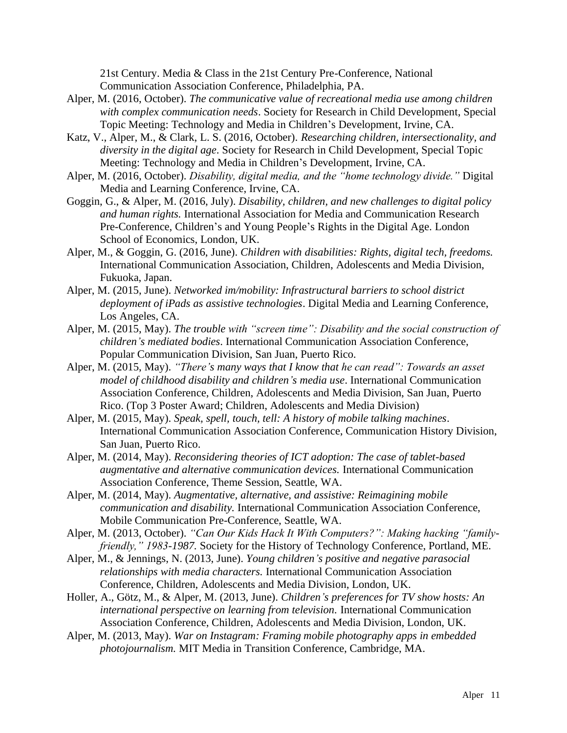21st Century. Media & Class in the 21st Century Pre-Conference, National Communication Association Conference, Philadelphia, PA.

Alper, M. (2016, October). *The communicative value of recreational media use among children with complex communication needs*. Society for Research in Child Development, Special Topic Meeting: Technology and Media in Children's Development, Irvine, CA.

Katz, V., Alper, M., & Clark, L. S. (2016, October). *Researching children, intersectionality, and diversity in the digital age*. Society for Research in Child Development, Special Topic Meeting: Technology and Media in Children's Development, Irvine, CA.

Alper, M. (2016, October). *Disability, digital media, and the "home technology divide."* Digital Media and Learning Conference, Irvine, CA.

Goggin, G., & Alper, M. (2016, July). *Disability, children, and new challenges to digital policy and human rights.* International Association for Media and Communication Research Pre-Conference, Children's and Young People's Rights in the Digital Age. London School of Economics, London, UK.

Alper, M., & Goggin, G. (2016, June). *Children with disabilities: Rights, digital tech, freedoms.* International Communication Association, Children, Adolescents and Media Division, Fukuoka, Japan.

Alper, M. (2015, June). *Networked im/mobility: Infrastructural barriers to school district deployment of iPads as assistive technologies*. Digital Media and Learning Conference, Los Angeles, CA.

Alper, M. (2015, May). *The trouble with "screen time": Disability and the social construction of children's mediated bodies*. International Communication Association Conference, Popular Communication Division, San Juan, Puerto Rico.

Alper, M. (2015, May). *"There's many ways that I know that he can read": Towards an asset model of childhood disability and children's media use*. International Communication Association Conference, Children, Adolescents and Media Division, San Juan, Puerto Rico. (Top 3 Poster Award; Children, Adolescents and Media Division)

Alper, M. (2015, May). *Speak, spell, touch, tell: A history of mobile talking machines*. International Communication Association Conference, Communication History Division, San Juan, Puerto Rico.

Alper, M. (2014, May). *Reconsidering theories of ICT adoption: The case of tablet-based augmentative and alternative communication devices.* International Communication Association Conference, Theme Session, Seattle, WA.

Alper, M. (2014, May). *Augmentative, alternative, and assistive: Reimagining mobile communication and disability.* International Communication Association Conference, Mobile Communication Pre-Conference, Seattle, WA.

Alper, M. (2013, October). *"Can Our Kids Hack It With Computers?": Making hacking "family-friendly," 1983-1987.* Society for the History of Technology Conference, Portland, ME.

Alper, M., & Jennings, N. (2013, June). *Young children's positive and negative parasocial relationships with media characters.* International Communication Association Conference, Children, Adolescents and Media Division, London, UK.

Holler, A., Götz, M., & Alper, M. (2013, June). *Children's preferences for TV show hosts: An international perspective on learning from television.* International Communication Association Conference, Children, Adolescents and Media Division, London, UK.

Alper, M. (2013, May). *War on Instagram: Framing mobile photography apps in embedded photojournalism.* MIT Media in Transition Conference, Cambridge, MA.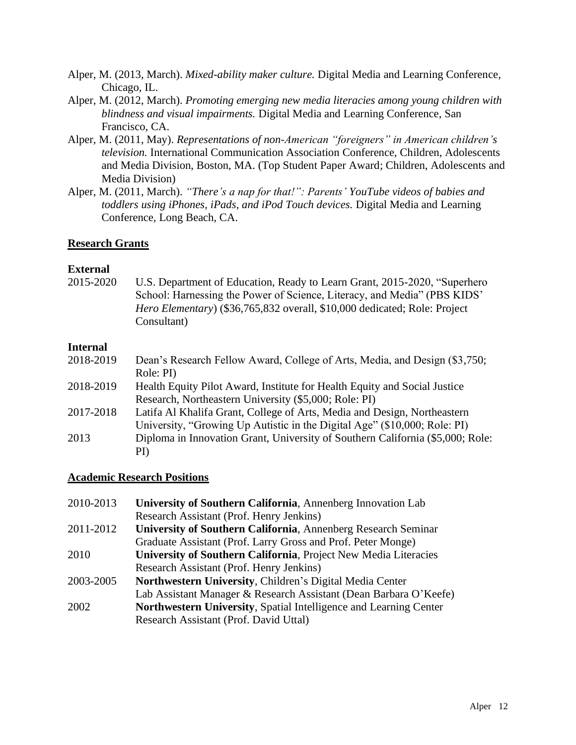Alper, M. (2013, March). *Mixed-ability maker culture.* Digital Media and Learning Conference, Chicago, IL.

Alper, M. (2012, March). *Promoting emerging new media literacies among young children with blindness and visual impairments.* Digital Media and Learning Conference, San Francisco, CA.

Alper, M. (2011, May). *Representations of non-American "foreigners" in American children's television.* International Communication Association Conference, Children, Adolescents and Media Division, Boston, MA. (Top Student Paper Award; Children, Adolescents and Media Division)

Alper, M. (2011, March). *"There's a nap for that!": Parents' YouTube videos of babies and toddlers using iPhones, iPads, and iPod Touch devices.* Digital Media and Learning Conference, Long Beach, CA.

## Research Grants

### External

2015-2020 U.S. Department of Education, Ready to Learn Grant, 2015-2020, "Superhero School: Harnessing the Power of Science, Literacy, and Media" (PBS KIDS' *Hero Elementary*) ($36,765,832 overall, $10,000 dedicated; Role: Project Consultant)

### Internal

2018-2019 Dean's Research Fellow Award, College of Arts, Media, and Design ($3,750; Role: PI)

2018-2019 Health Equity Pilot Award, Institute for Health Equity and Social Justice Research, Northeastern University ($5,000; Role: PI)

2017-2018 Latifa Al Khalifa Grant, College of Arts, Media and Design, Northeastern University, "Growing Up Autistic in the Digital Age" ($10,000; Role: PI)

2013 Diploma in Innovation Grant, University of Southern California ($5,000; Role: PI)

## Academic Research Positions

2010-2013 **University of Southern California**, Annenberg Innovation Lab
Research Assistant (Prof. Henry Jenkins)

2011-2012 **University of Southern California**, Annenberg Research Seminar
Graduate Assistant (Prof. Larry Gross and Prof. Peter Monge)

2010 **University of Southern California**, Project New Media Literacies
Research Assistant (Prof. Henry Jenkins)

2003-2005 **Northwestern University**, Children's Digital Media Center
Lab Assistant Manager & Research Assistant (Dean Barbara O'Keefe)

2002 **Northwestern University**, Spatial Intelligence and Learning Center
Research Assistant (Prof. David Uttal)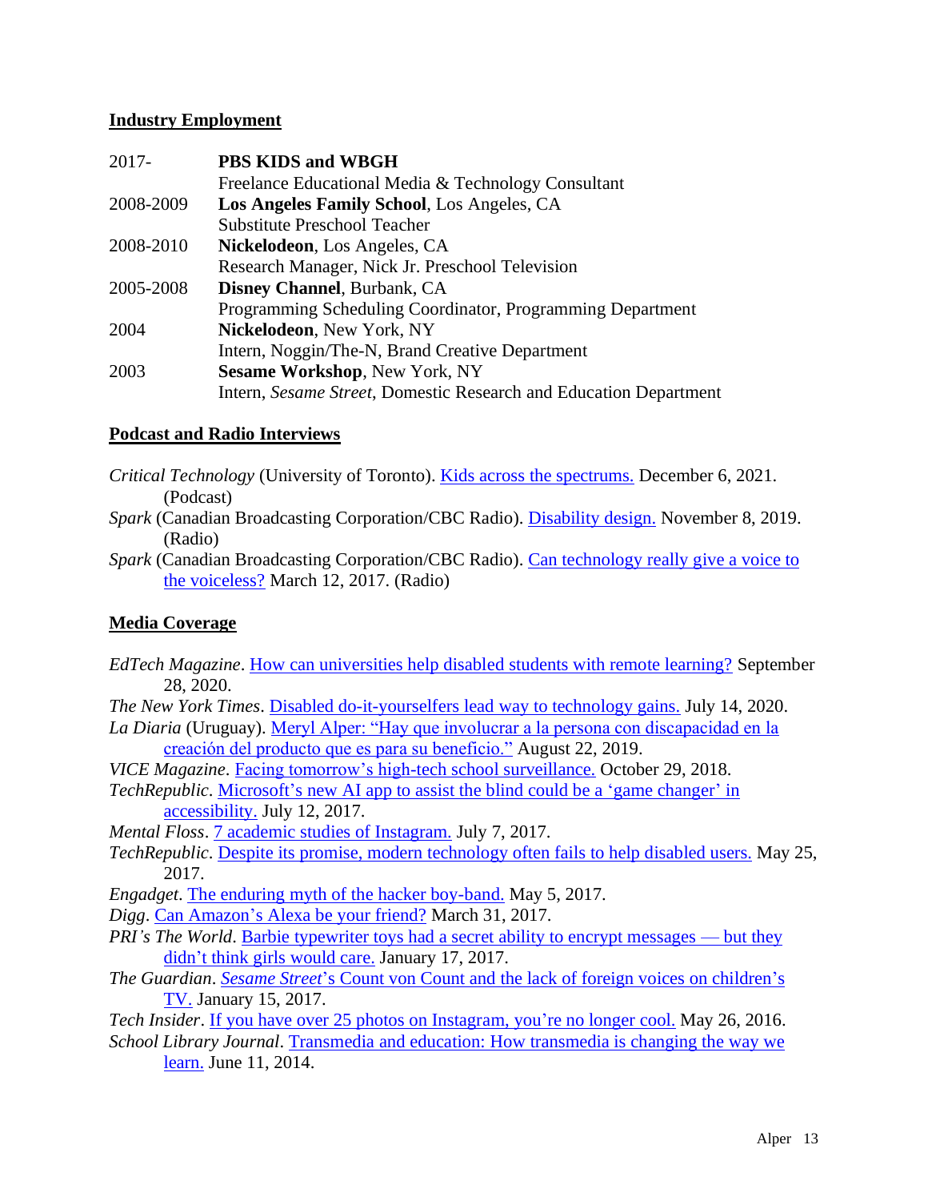## Industry Employment

| | |
|---|---|
| 2017- | **PBS KIDS and WBGH** |
| | Freelance Educational Media & Technology Consultant |
| 2008-2009 | **Los Angeles Family School**, Los Angeles, CA |
| | Substitute Preschool Teacher |
| 2008-2010 | **Nickelodeon**, Los Angeles, CA |
| | Research Manager, Nick Jr. Preschool Television |
| 2005-2008 | **Disney Channel**, Burbank, CA |
| | Programming Scheduling Coordinator, Programming Department |
| 2004 | **Nickelodeon**, New York, NY |
| | Intern, Noggin/The-N, Brand Creative Department |
| 2003 | **Sesame Workshop**, New York, NY |
| | Intern, *Sesame Street*, Domestic Research and Education Department |

## Podcast and Radio Interviews

*Critical Technology* (University of Toronto). Kids across the spectrums. December 6, 2021. (Podcast)

*Spark* (Canadian Broadcasting Corporation/CBC Radio). Disability design. November 8, 2019. (Radio)

*Spark* (Canadian Broadcasting Corporation/CBC Radio). Can technology really give a voice to the voiceless? March 12, 2017. (Radio)

## Media Coverage

*EdTech Magazine*. How can universities help disabled students with remote learning? September 28, 2020.

*The New York Times*. Disabled do-it-yourselfers lead way to technology gains. July 14, 2020.

*La Diaria* (Uruguay). Meryl Alper: "Hay que involucrar a la persona con discapacidad en la creación del producto que es para su beneficio." August 22, 2019.

*VICE Magazine*. Facing tomorrow's high-tech school surveillance. October 29, 2018.

*TechRepublic*. Microsoft's new AI app to assist the blind could be a 'game changer' in accessibility. July 12, 2017.

*Mental Floss*. 7 academic studies of Instagram. July 7, 2017.

*TechRepublic*. Despite its promise, modern technology often fails to help disabled users. May 25, 2017.

*Engadget*. The enduring myth of the hacker boy-band. May 5, 2017.

*Digg*. Can Amazon's Alexa be your friend? March 31, 2017.

*PRI's The World*. Barbie typewriter toys had a secret ability to encrypt messages — but they didn't think girls would care. January 17, 2017.

*The Guardian*. *Sesame Street*'s Count von Count and the lack of foreign voices on children's TV. January 15, 2017.

*Tech Insider*. If you have over 25 photos on Instagram, you're no longer cool. May 26, 2016.

*School Library Journal*. Transmedia and education: How transmedia is changing the way we learn. June 11, 2014.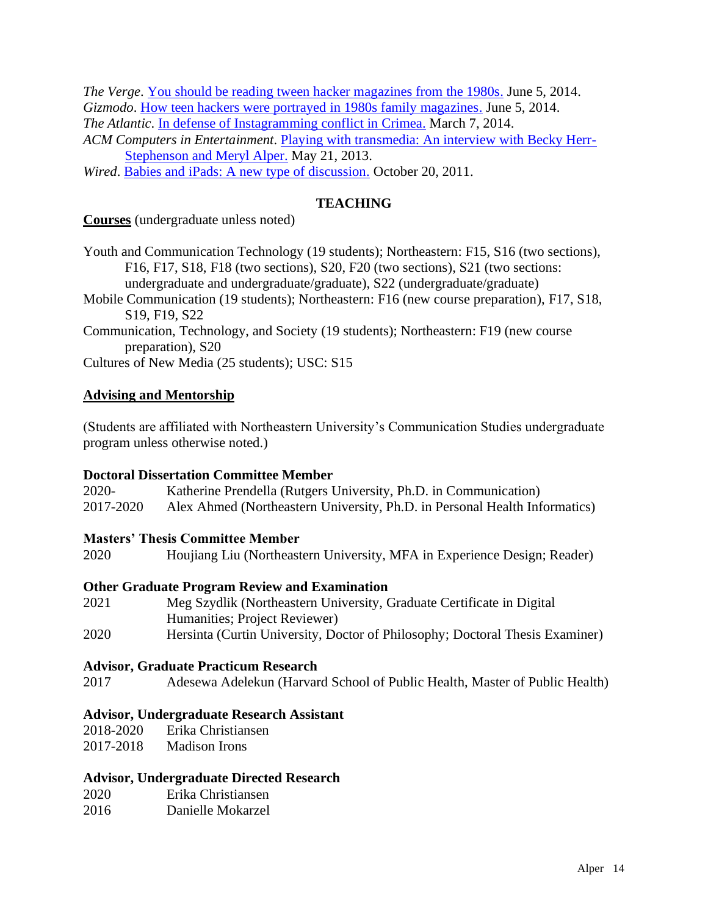*The Verge*. You should be reading tween hacker magazines from the 1980s. June 5, 2014.
*Gizmodo*. How teen hackers were portrayed in 1980s family magazines. June 5, 2014.
*The Atlantic*. In defense of Instagramming conflict in Crimea. March 7, 2014.
*ACM Computers in Entertainment*. Playing with transmedia: An interview with Becky Herr-Stephenson and Meryl Alper. May 21, 2013.
*Wired*. Babies and iPads: A new type of discussion. October 20, 2011.

## TEACHING

**Courses** (undergraduate unless noted)

Youth and Communication Technology (19 students); Northeastern: F15, S16 (two sections), F16, F17, S18, F18 (two sections), S20, F20 (two sections), S21 (two sections: undergraduate and undergraduate/graduate), S22 (undergraduate/graduate)
Mobile Communication (19 students); Northeastern: F16 (new course preparation), F17, S18, S19, F19, S22
Communication, Technology, and Society (19 students); Northeastern: F19 (new course preparation), S20
Cultures of New Media (25 students); USC: S15

**Advising and Mentorship**

(Students are affiliated with Northeastern University's Communication Studies undergraduate program unless otherwise noted.)

**Doctoral Dissertation Committee Member**

2020- Katherine Prendella (Rutgers University, Ph.D. in Communication)
2017-2020 Alex Ahmed (Northeastern University, Ph.D. in Personal Health Informatics)

**Masters' Thesis Committee Member**

2020 Houjiang Liu (Northeastern University, MFA in Experience Design; Reader)

**Other Graduate Program Review and Examination**

2021 Meg Szydlik (Northeastern University, Graduate Certificate in Digital Humanities; Project Reviewer)
2020 Hersinta (Curtin University, Doctor of Philosophy; Doctoral Thesis Examiner)

**Advisor, Graduate Practicum Research**

2017 Adesewa Adelekun (Harvard School of Public Health, Master of Public Health)

**Advisor, Undergraduate Research Assistant**

2018-2020 Erika Christiansen
2017-2018 Madison Irons

**Advisor, Undergraduate Directed Research**

2020 Erika Christiansen
2016 Danielle Mokarzel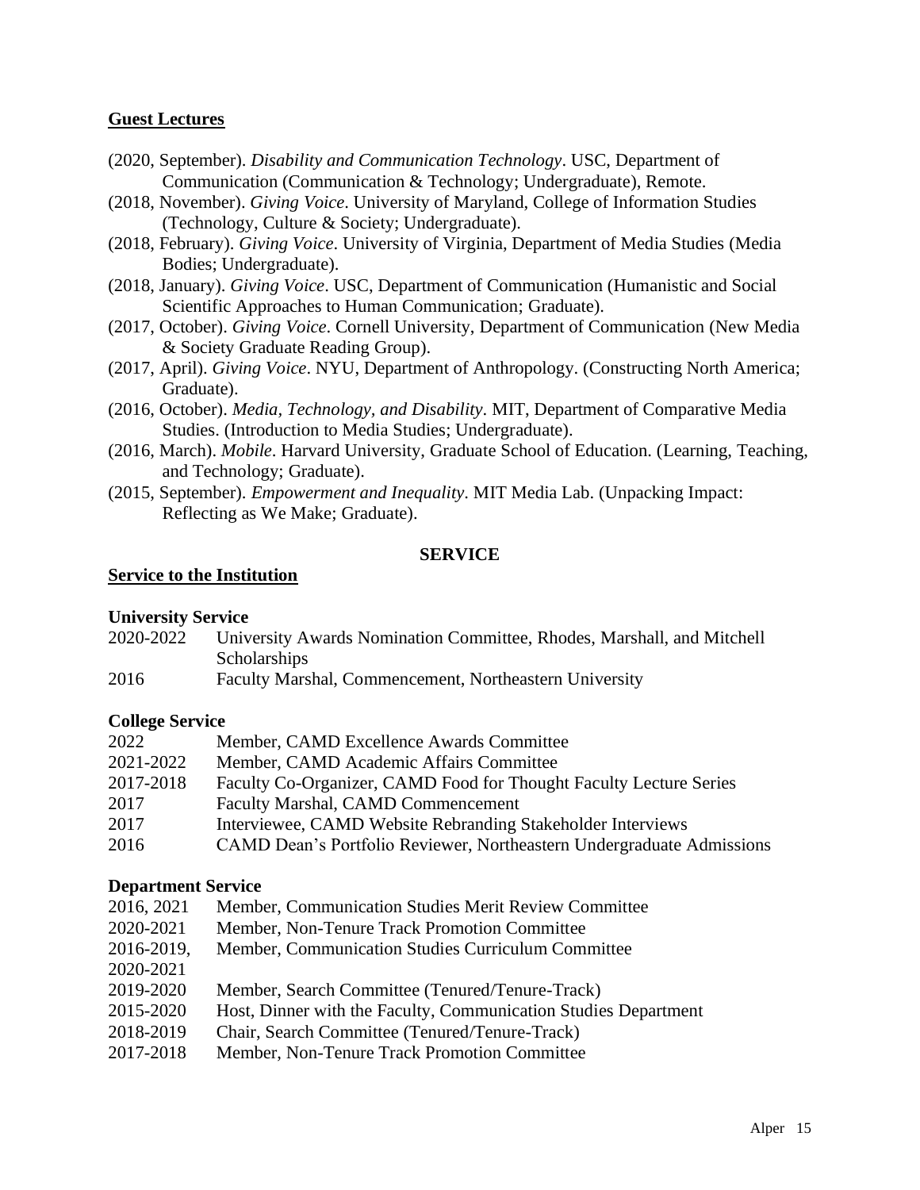## Guest Lectures

(2020, September). *Disability and Communication Technology*. USC, Department of Communication (Communication & Technology; Undergraduate), Remote.

(2018, November). *Giving Voice*. University of Maryland, College of Information Studies (Technology, Culture & Society; Undergraduate).

(2018, February). *Giving Voice*. University of Virginia, Department of Media Studies (Media Bodies; Undergraduate).

(2018, January). *Giving Voice*. USC, Department of Communication (Humanistic and Social Scientific Approaches to Human Communication; Graduate).

(2017, October). *Giving Voice*. Cornell University, Department of Communication (New Media & Society Graduate Reading Group).

(2017, April). *Giving Voice*. NYU, Department of Anthropology. (Constructing North America; Graduate).

(2016, October). *Media, Technology, and Disability*. MIT, Department of Comparative Media Studies. (Introduction to Media Studies; Undergraduate).

(2016, March). *Mobile*. Harvard University, Graduate School of Education. (Learning, Teaching, and Technology; Graduate).

(2015, September). *Empowerment and Inequality*. MIT Media Lab. (Unpacking Impact: Reflecting as We Make; Graduate).

# SERVICE

## Service to the Institution

### University Service

2020-2022 University Awards Nomination Committee, Rhodes, Marshall, and Mitchell Scholarships

2016 Faculty Marshal, Commencement, Northeastern University

### College Service

2022 Member, CAMD Excellence Awards Committee

2021-2022 Member, CAMD Academic Affairs Committee

2017-2018 Faculty Co-Organizer, CAMD Food for Thought Faculty Lecture Series

2017 Faculty Marshal, CAMD Commencement

2017 Interviewee, CAMD Website Rebranding Stakeholder Interviews

2016 CAMD Dean's Portfolio Reviewer, Northeastern Undergraduate Admissions

### Department Service

2016, 2021 Member, Communication Studies Merit Review Committee

2020-2021 Member, Non-Tenure Track Promotion Committee

2016-2019, 2020-2021 Member, Communication Studies Curriculum Committee

2019-2020 Member, Search Committee (Tenured/Tenure-Track)

2015-2020 Host, Dinner with the Faculty, Communication Studies Department

2018-2019 Chair, Search Committee (Tenured/Tenure-Track)

2017-2018 Member, Non-Tenure Track Promotion Committee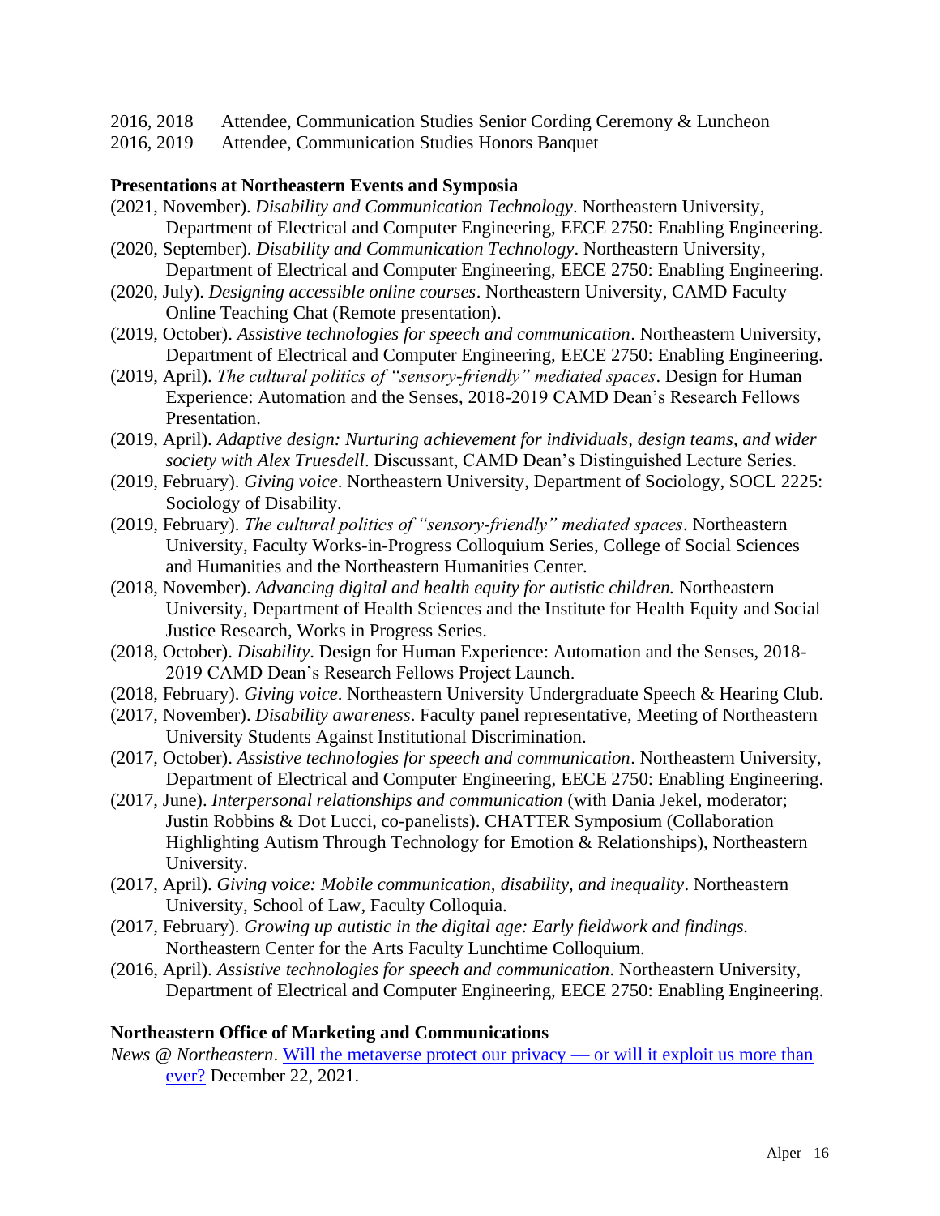2016, 2018 Attendee, Communication Studies Senior Cording Ceremony & Luncheon
2016, 2019 Attendee, Communication Studies Honors Banquet

**Presentations at Northeastern Events and Symposia**

(2021, November). *Disability and Communication Technology*. Northeastern University, Department of Electrical and Computer Engineering, EECE 2750: Enabling Engineering.

(2020, September). *Disability and Communication Technology*. Northeastern University, Department of Electrical and Computer Engineering, EECE 2750: Enabling Engineering.

(2020, July). *Designing accessible online courses*. Northeastern University, CAMD Faculty Online Teaching Chat (Remote presentation).

(2019, October). *Assistive technologies for speech and communication*. Northeastern University, Department of Electrical and Computer Engineering, EECE 2750: Enabling Engineering.

(2019, April). *The cultural politics of "sensory-friendly" mediated spaces*. Design for Human Experience: Automation and the Senses, 2018-2019 CAMD Dean's Research Fellows Presentation.

(2019, April). *Adaptive design: Nurturing achievement for individuals, design teams, and wider society with Alex Truesdell*. Discussant, CAMD Dean's Distinguished Lecture Series.

(2019, February). *Giving voice*. Northeastern University, Department of Sociology, SOCL 2225: Sociology of Disability.

(2019, February). *The cultural politics of "sensory-friendly" mediated spaces*. Northeastern University, Faculty Works-in-Progress Colloquium Series, College of Social Sciences and Humanities and the Northeastern Humanities Center.

(2018, November). *Advancing digital and health equity for autistic children.* Northeastern University, Department of Health Sciences and the Institute for Health Equity and Social Justice Research, Works in Progress Series.

(2018, October). *Disability*. Design for Human Experience: Automation and the Senses, 2018-2019 CAMD Dean's Research Fellows Project Launch.

(2018, February). *Giving voice*. Northeastern University Undergraduate Speech & Hearing Club.

(2017, November). *Disability awareness*. Faculty panel representative, Meeting of Northeastern University Students Against Institutional Discrimination.

(2017, October). *Assistive technologies for speech and communication*. Northeastern University, Department of Electrical and Computer Engineering, EECE 2750: Enabling Engineering.

(2017, June). *Interpersonal relationships and communication* (with Dania Jekel, moderator; Justin Robbins & Dot Lucci, co-panelists). CHATTER Symposium (Collaboration Highlighting Autism Through Technology for Emotion & Relationships), Northeastern University.

(2017, April). *Giving voice: Mobile communication, disability, and inequality*. Northeastern University, School of Law, Faculty Colloquia.

(2017, February). *Growing up autistic in the digital age: Early fieldwork and findings.* Northeastern Center for the Arts Faculty Lunchtime Colloquium.

(2016, April). *Assistive technologies for speech and communication*. Northeastern University, Department of Electrical and Computer Engineering, EECE 2750: Enabling Engineering.

**Northeastern Office of Marketing and Communications**

*News @ Northeastern*. Will the metaverse protect our privacy — or will it exploit us more than ever? December 22, 2021.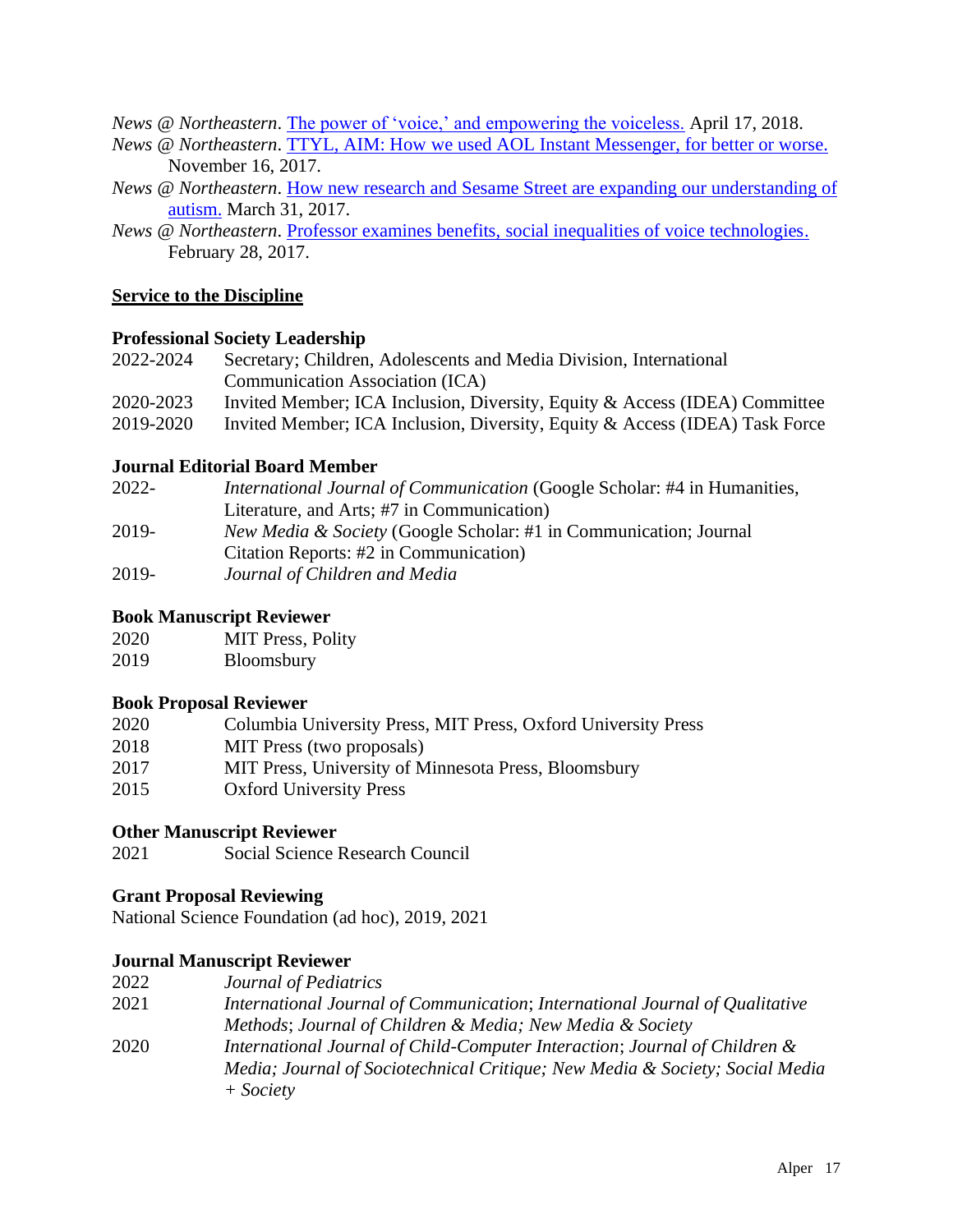*News @ Northeastern*. The power of 'voice,' and empowering the voiceless. April 17, 2018.

*News @ Northeastern*. TTYL, AIM: How we used AOL Instant Messenger, for better or worse. November 16, 2017.

*News @ Northeastern*. How new research and Sesame Street are expanding our understanding of autism. March 31, 2017.

*News @ Northeastern*. Professor examines benefits, social inequalities of voice technologies. February 28, 2017.

## Service to the Discipline

### Professional Society Leadership

| | |
|---|---|
| 2022-2024 | Secretary; Children, Adolescents and Media Division, International Communication Association (ICA) |
| 2020-2023 | Invited Member; ICA Inclusion, Diversity, Equity & Access (IDEA) Committee |
| 2019-2020 | Invited Member; ICA Inclusion, Diversity, Equity & Access (IDEA) Task Force |

### Journal Editorial Board Member

| | |
|---|---|
| 2022- | *International Journal of Communication* (Google Scholar: #4 in Humanities, Literature, and Arts; #7 in Communication) |
| 2019- | *New Media & Society* (Google Scholar: #1 in Communication; Journal Citation Reports: #2 in Communication) |
| 2019- | *Journal of Children and Media* |

### Book Manuscript Reviewer

| | |
|---|---|
| 2020 | MIT Press, Polity |
| 2019 | Bloomsbury |

### Book Proposal Reviewer

| | |
|---|---|
| 2020 | Columbia University Press, MIT Press, Oxford University Press |
| 2018 | MIT Press (two proposals) |
| 2017 | MIT Press, University of Minnesota Press, Bloomsbury |
| 2015 | Oxford University Press |

### Other Manuscript Reviewer

| | |
|---|---|
| 2021 | Social Science Research Council |

### Grant Proposal Reviewing

National Science Foundation (ad hoc), 2019, 2021

### Journal Manuscript Reviewer

| | |
|---|---|
| 2022 | *Journal of Pediatrics* |
| 2021 | *International Journal of Communication*; *International Journal of Qualitative Methods*; *Journal of Children & Media; New Media & Society* |
| 2020 | *International Journal of Child-Computer Interaction*; *Journal of Children & Media; Journal of Sociotechnical Critique; New Media & Society; Social Media + Society* |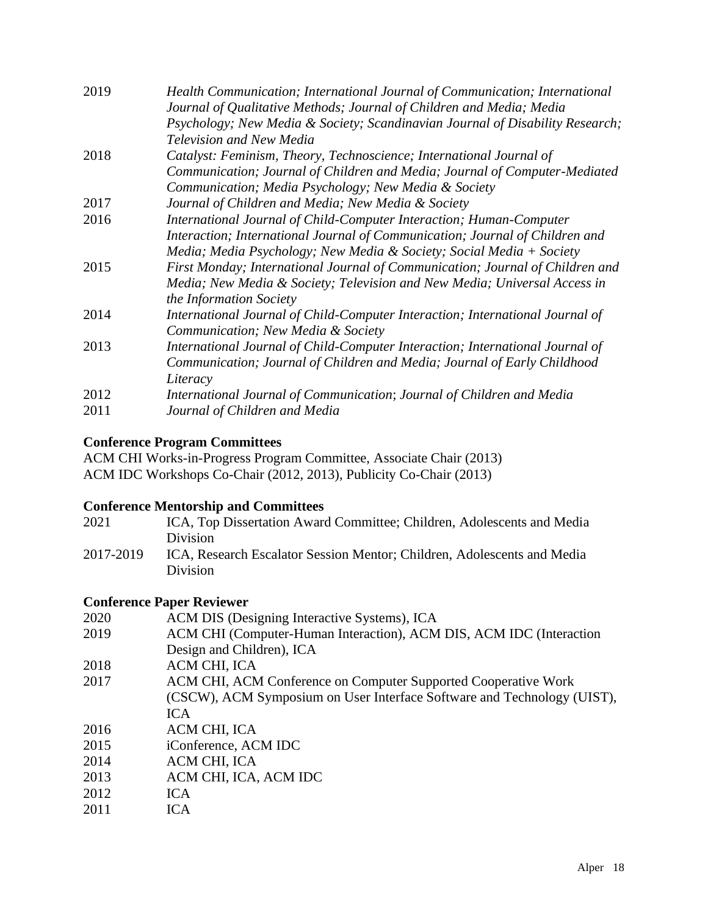| | |
|---|---|
| 2019 | *Health Communication; International Journal of Communication; International Journal of Qualitative Methods; Journal of Children and Media; Media Psychology; New Media & Society; Scandinavian Journal of Disability Research; Television and New Media* |
| 2018 | *Catalyst: Feminism, Theory, Technoscience; International Journal of Communication; Journal of Children and Media; Journal of Computer-Mediated Communication; Media Psychology; New Media & Society* |
| 2017 | *Journal of Children and Media; New Media & Society* |
| 2016 | *International Journal of Child-Computer Interaction; Human-Computer Interaction; International Journal of Communication; Journal of Children and Media; Media Psychology; New Media & Society; Social Media + Society* |
| 2015 | *First Monday; International Journal of Communication; Journal of Children and Media; New Media & Society; Television and New Media; Universal Access in the Information Society* |
| 2014 | *International Journal of Child-Computer Interaction; International Journal of Communication; New Media & Society* |
| 2013 | *International Journal of Child-Computer Interaction; International Journal of Communication; Journal of Children and Media; Journal of Early Childhood Literacy* |
| 2012 | *International Journal of Communication*; *Journal of Children and Media* |
| 2011 | *Journal of Children and Media* |

**Conference Program Committees**

ACM CHI Works-in-Progress Program Committee, Associate Chair (2013)
ACM IDC Workshops Co-Chair (2012, 2013), Publicity Co-Chair (2013)

**Conference Mentorship and Committees**

| | |
|---|---|
| 2021 | ICA, Top Dissertation Award Committee; Children, Adolescents and Media Division |
| 2017-2019 | ICA, Research Escalator Session Mentor; Children, Adolescents and Media Division |

**Conference Paper Reviewer**

| | |
|---|---|
| 2020 | ACM DIS (Designing Interactive Systems), ICA |
| 2019 | ACM CHI (Computer-Human Interaction), ACM DIS, ACM IDC (Interaction Design and Children), ICA |
| 2018 | ACM CHI, ICA |
| 2017 | ACM CHI, ACM Conference on Computer Supported Cooperative Work (CSCW), ACM Symposium on User Interface Software and Technology (UIST), ICA |
| 2016 | ACM CHI, ICA |
| 2015 | iConference, ACM IDC |
| 2014 | ACM CHI, ICA |
| 2013 | ACM CHI, ICA, ACM IDC |
| 2012 | ICA |
| 2011 | ICA |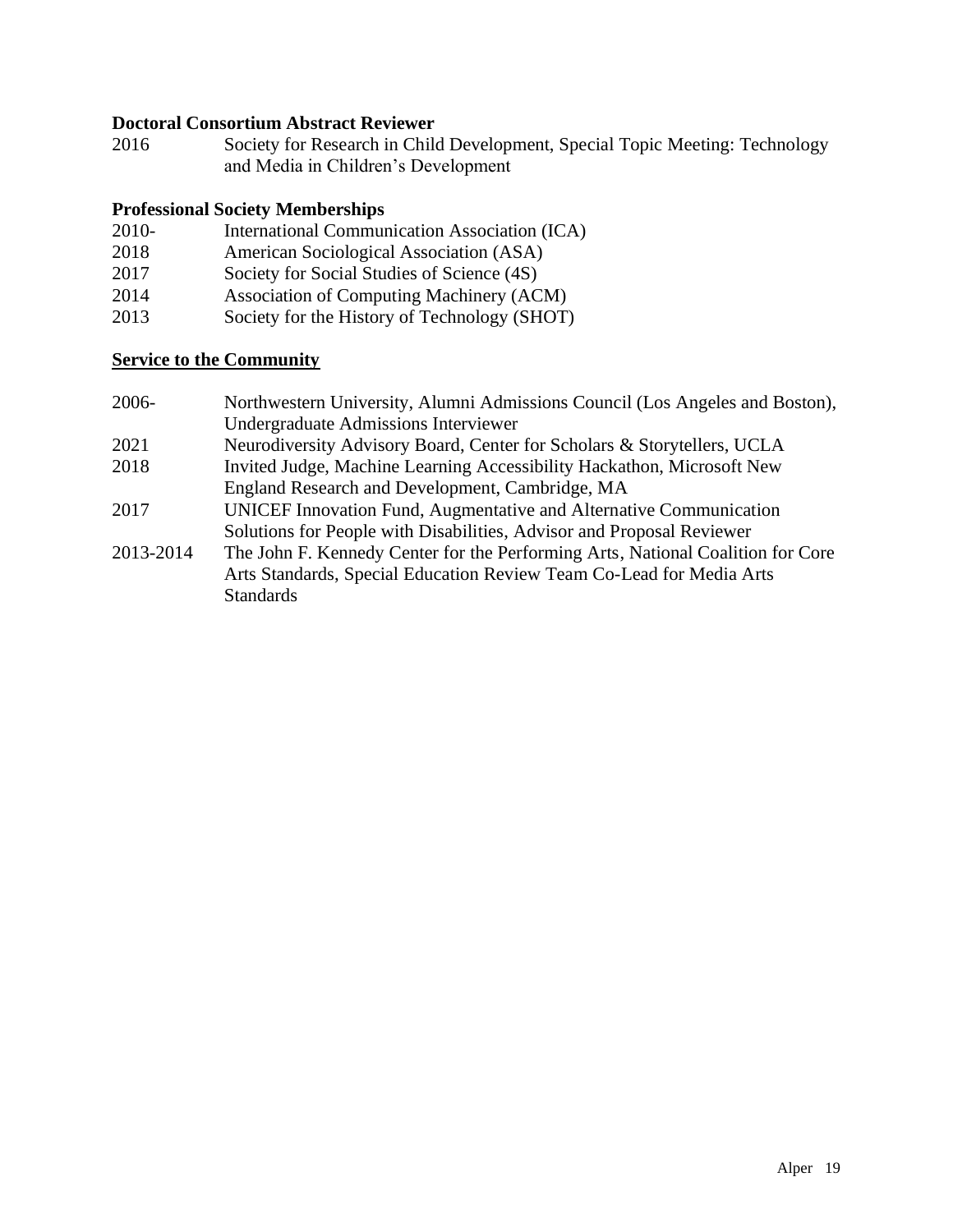**Doctoral Consortium Abstract Reviewer**

2016 Society for Research in Child Development, Special Topic Meeting: Technology and Media in Children's Development

**Professional Society Memberships**

2010- International Communication Association (ICA)
2018 American Sociological Association (ASA)
2017 Society for Social Studies of Science (4S)
2014 Association of Computing Machinery (ACM)
2013 Society for the History of Technology (SHOT)

**Service to the Community**

2006- Northwestern University, Alumni Admissions Council (Los Angeles and Boston), Undergraduate Admissions Interviewer
2021 Neurodiversity Advisory Board, Center for Scholars & Storytellers, UCLA
2018 Invited Judge, Machine Learning Accessibility Hackathon, Microsoft New England Research and Development, Cambridge, MA
2017 UNICEF Innovation Fund, Augmentative and Alternative Communication Solutions for People with Disabilities, Advisor and Proposal Reviewer
2013-2014 The John F. Kennedy Center for the Performing Arts, National Coalition for Core Arts Standards, Special Education Review Team Co-Lead for Media Arts Standards